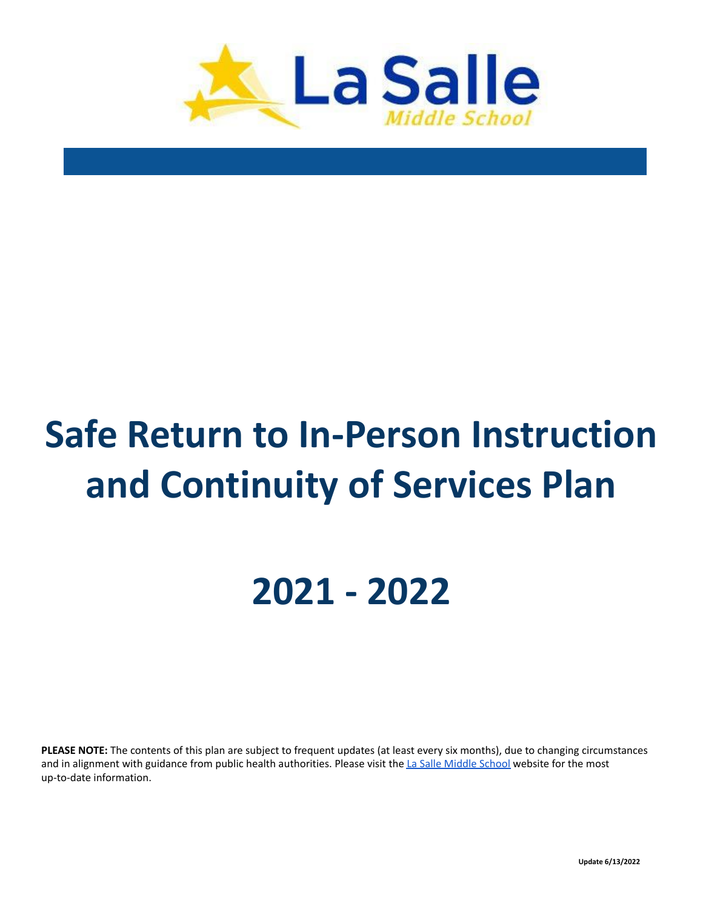La Salle

Middle School

# Safe Return to In-Person Instruction and Continuity of Services Plan

# 2021 - 2022

**PLEASE NOTE:** The contents of this plan are subject to frequent updates (at least every six months), due to changing circumstances and in alignment with guidance from public health authorities. Please visit the La Salle Middle School website for the most up-to-date information.

**Update 6/13/2022**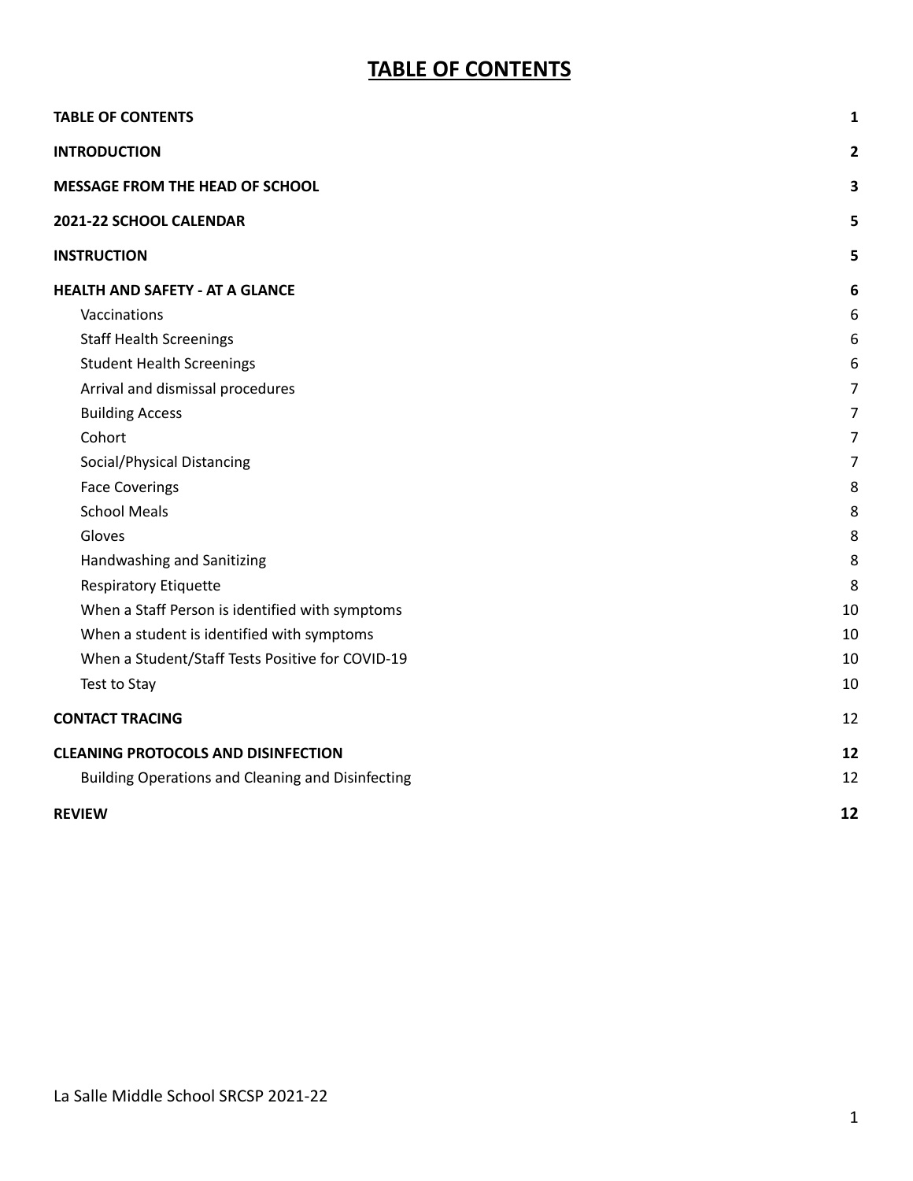# TABLE OF CONTENTS

| | |
|---|---|
| **TABLE OF CONTENTS** | **1** |
| **INTRODUCTION** | **2** |
| **MESSAGE FROM THE HEAD OF SCHOOL** | **3** |
| **2021-22 SCHOOL CALENDAR** | **5** |
| **INSTRUCTION** | **5** |
| **HEALTH AND SAFETY - AT A GLANCE** | **6** |
| Vaccinations | 6 |
| Staff Health Screenings | 6 |
| Student Health Screenings | 6 |
| Arrival and dismissal procedures | 7 |
| Building Access | 7 |
| Cohort | 7 |
| Social/Physical Distancing | 7 |
| Face Coverings | 8 |
| School Meals | 8 |
| Gloves | 8 |
| Handwashing and Sanitizing | 8 |
| Respiratory Etiquette | 8 |
| When a Staff Person is identified with symptoms | 10 |
| When a student is identified with symptoms | 10 |
| When a Student/Staff Tests Positive for COVID-19 | 10 |
| Test to Stay | 10 |
| **CONTACT TRACING** | 12 |
| **CLEANING PROTOCOLS AND DISINFECTION** | **12** |
| Building Operations and Cleaning and Disinfecting | 12 |
| **REVIEW** | **12** |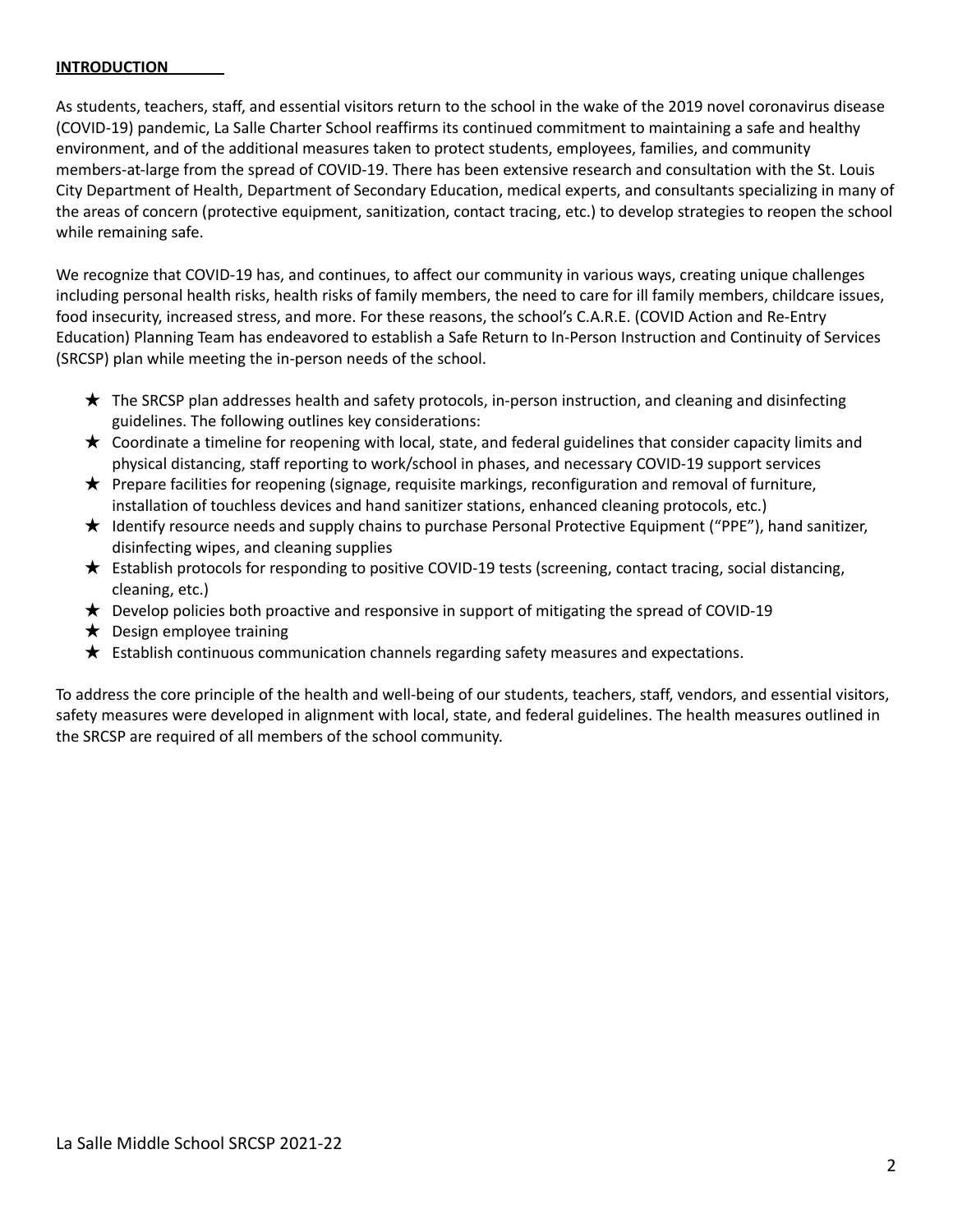## INTRODUCTION

As students, teachers, staff, and essential visitors return to the school in the wake of the 2019 novel coronavirus disease (COVID-19) pandemic, La Salle Charter School reaffirms its continued commitment to maintaining a safe and healthy environment, and of the additional measures taken to protect students, employees, families, and community members-at-large from the spread of COVID-19. There has been extensive research and consultation with the St. Louis City Department of Health, Department of Secondary Education, medical experts, and consultants specializing in many of the areas of concern (protective equipment, sanitization, contact tracing, etc.) to develop strategies to reopen the school while remaining safe.

We recognize that COVID-19 has, and continues, to affect our community in various ways, creating unique challenges including personal health risks, health risks of family members, the need to care for ill family members, childcare issues, food insecurity, increased stress, and more. For these reasons, the school's C.A.R.E. (COVID Action and Re-Entry Education) Planning Team has endeavored to establish a Safe Return to In-Person Instruction and Continuity of Services (SRCSP) plan while meeting the in-person needs of the school.

- ★ The SRCSP plan addresses health and safety protocols, in-person instruction, and cleaning and disinfecting guidelines. The following outlines key considerations:
- ★ Coordinate a timeline for reopening with local, state, and federal guidelines that consider capacity limits and physical distancing, staff reporting to work/school in phases, and necessary COVID-19 support services
- ★ Prepare facilities for reopening (signage, requisite markings, reconfiguration and removal of furniture, installation of touchless devices and hand sanitizer stations, enhanced cleaning protocols, etc.)
- ★ Identify resource needs and supply chains to purchase Personal Protective Equipment ("PPE"), hand sanitizer, disinfecting wipes, and cleaning supplies
- ★ Establish protocols for responding to positive COVID-19 tests (screening, contact tracing, social distancing, cleaning, etc.)
- ★ Develop policies both proactive and responsive in support of mitigating the spread of COVID-19
- ★ Design employee training
- ★ Establish continuous communication channels regarding safety measures and expectations.

To address the core principle of the health and well-being of our students, teachers, staff, vendors, and essential visitors, safety measures were developed in alignment with local, state, and federal guidelines. The health measures outlined in the SRCSP are required of all members of the school community.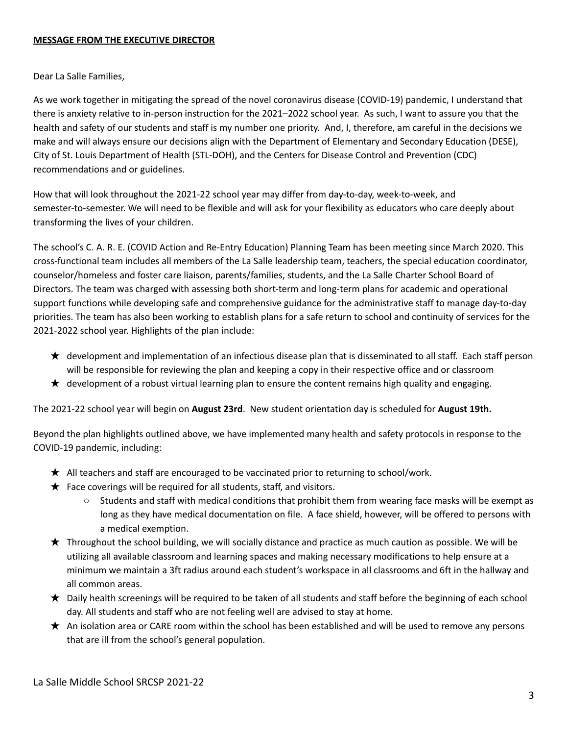**MESSAGE FROM THE EXECUTIVE DIRECTOR**

Dear La Salle Families,

As we work together in mitigating the spread of the novel coronavirus disease (COVID-19) pandemic, I understand that there is anxiety relative to in-person instruction for the 2021–2022 school year. As such, I want to assure you that the health and safety of our students and staff is my number one priority. And, I, therefore, am careful in the decisions we make and will always ensure our decisions align with the Department of Elementary and Secondary Education (DESE), City of St. Louis Department of Health (STL-DOH), and the Centers for Disease Control and Prevention (CDC) recommendations and or guidelines.

How that will look throughout the 2021-22 school year may differ from day-to-day, week-to-week, and semester-to-semester. We will need to be flexible and will ask for your flexibility as educators who care deeply about transforming the lives of your children.

The school's C. A. R. E. (COVID Action and Re-Entry Education) Planning Team has been meeting since March 2020. This cross-functional team includes all members of the La Salle leadership team, teachers, the special education coordinator, counselor/homeless and foster care liaison, parents/families, students, and the La Salle Charter School Board of Directors. The team was charged with assessing both short-term and long-term plans for academic and operational support functions while developing safe and comprehensive guidance for the administrative staff to manage day-to-day priorities. The team has also been working to establish plans for a safe return to school and continuity of services for the 2021-2022 school year. Highlights of the plan include:

- ★ development and implementation of an infectious disease plan that is disseminated to all staff. Each staff person will be responsible for reviewing the plan and keeping a copy in their respective office and or classroom
- ★ development of a robust virtual learning plan to ensure the content remains high quality and engaging.

The 2021-22 school year will begin on **August 23rd**. New student orientation day is scheduled for **August 19th.**

Beyond the plan highlights outlined above, we have implemented many health and safety protocols in response to the COVID-19 pandemic, including:

- ★ All teachers and staff are encouraged to be vaccinated prior to returning to school/work.
- ★ Face coverings will be required for all students, staff, and visitors.
  - Students and staff with medical conditions that prohibit them from wearing face masks will be exempt as long as they have medical documentation on file. A face shield, however, will be offered to persons with a medical exemption.
- ★ Throughout the school building, we will socially distance and practice as much caution as possible. We will be utilizing all available classroom and learning spaces and making necessary modifications to help ensure at a minimum we maintain a 3ft radius around each student's workspace in all classrooms and 6ft in the hallway and all common areas.
- ★ Daily health screenings will be required to be taken of all students and staff before the beginning of each school day. All students and staff who are not feeling well are advised to stay at home.
- ★ An isolation area or CARE room within the school has been established and will be used to remove any persons that are ill from the school's general population.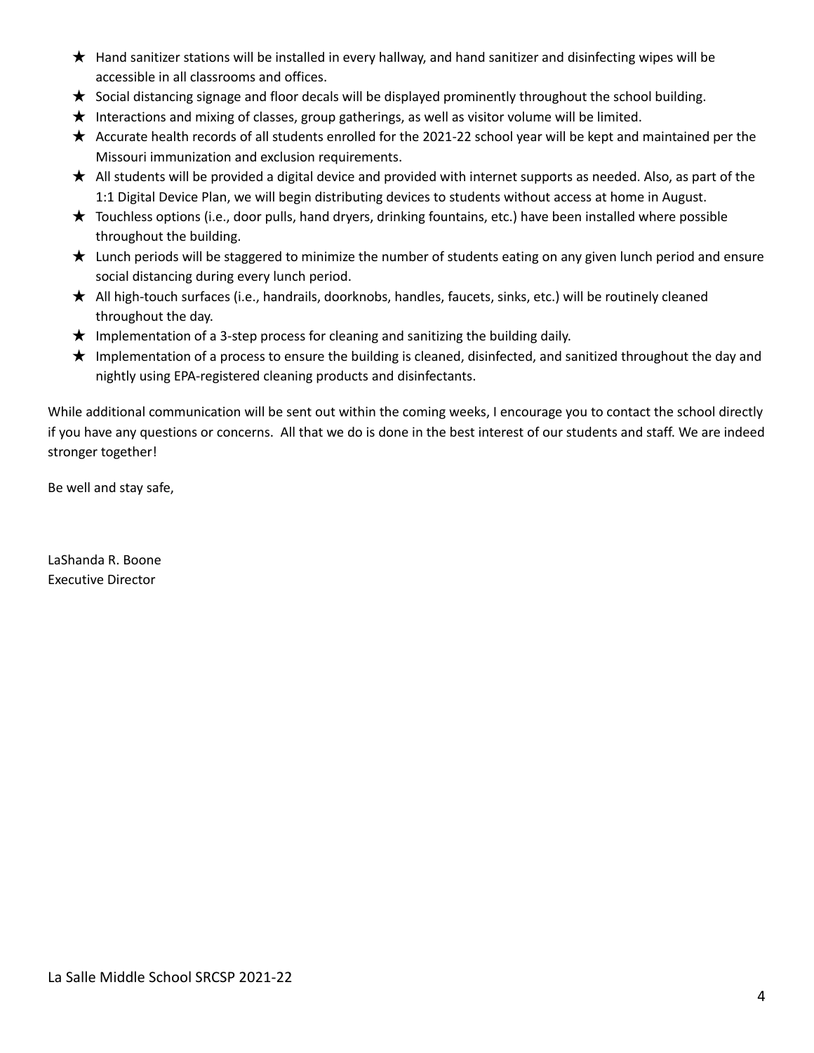- ★ Hand sanitizer stations will be installed in every hallway, and hand sanitizer and disinfecting wipes will be accessible in all classrooms and offices.
- ★ Social distancing signage and floor decals will be displayed prominently throughout the school building.
- ★ Interactions and mixing of classes, group gatherings, as well as visitor volume will be limited.
- ★ Accurate health records of all students enrolled for the 2021-22 school year will be kept and maintained per the Missouri immunization and exclusion requirements.
- ★ All students will be provided a digital device and provided with internet supports as needed. Also, as part of the 1:1 Digital Device Plan, we will begin distributing devices to students without access at home in August.
- ★ Touchless options (i.e., door pulls, hand dryers, drinking fountains, etc.) have been installed where possible throughout the building.
- ★ Lunch periods will be staggered to minimize the number of students eating on any given lunch period and ensure social distancing during every lunch period.
- ★ All high-touch surfaces (i.e., handrails, doorknobs, handles, faucets, sinks, etc.) will be routinely cleaned throughout the day.
- ★ Implementation of a 3-step process for cleaning and sanitizing the building daily.
- ★ Implementation of a process to ensure the building is cleaned, disinfected, and sanitized throughout the day and nightly using EPA-registered cleaning products and disinfectants.

While additional communication will be sent out within the coming weeks, I encourage you to contact the school directly if you have any questions or concerns. All that we do is done in the best interest of our students and staff. We are indeed stronger together!

Be well and stay safe,

LaShanda R. Boone
Executive Director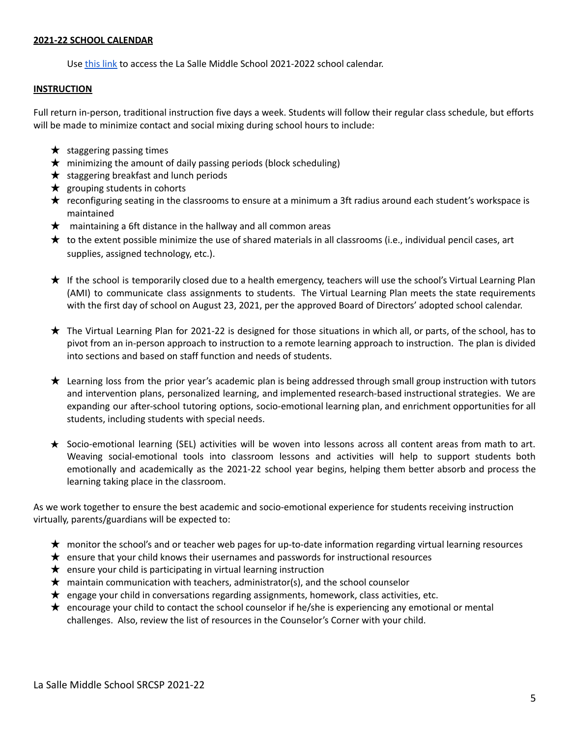**2021-22 SCHOOL CALENDAR**

Use [this link] to access the La Salle Middle School 2021-2022 school calendar.

**INSTRUCTION**

Full return in-person, traditional instruction five days a week. Students will follow their regular class schedule, but efforts will be made to minimize contact and social mixing during school hours to include:

- ★ staggering passing times
- ★ minimizing the amount of daily passing periods (block scheduling)
- ★ staggering breakfast and lunch periods
- ★ grouping students in cohorts
- ★ reconfiguring seating in the classrooms to ensure at a minimum a 3ft radius around each student's workspace is maintained
- ★ maintaining a 6ft distance in the hallway and all common areas
- ★ to the extent possible minimize the use of shared materials in all classrooms (i.e., individual pencil cases, art supplies, assigned technology, etc.).

- ★ If the school is temporarily closed due to a health emergency, teachers will use the school's Virtual Learning Plan (AMI) to communicate class assignments to students. The Virtual Learning Plan meets the state requirements with the first day of school on August 23, 2021, per the approved Board of Directors' adopted school calendar.

- ★ The Virtual Learning Plan for 2021-22 is designed for those situations in which all, or parts, of the school, has to pivot from an in-person approach to instruction to a remote learning approach to instruction. The plan is divided into sections and based on staff function and needs of students.

- ★ Learning loss from the prior year's academic plan is being addressed through small group instruction with tutors and intervention plans, personalized learning, and implemented research-based instructional strategies. We are expanding our after-school tutoring options, socio-emotional learning plan, and enrichment opportunities for all students, including students with special needs.

- ★ Socio-emotional learning (SEL) activities will be woven into lessons across all content areas from math to art. Weaving social-emotional tools into classroom lessons and activities will help to support students both emotionally and academically as the 2021-22 school year begins, helping them better absorb and process the learning taking place in the classroom.

As we work together to ensure the best academic and socio-emotional experience for students receiving instruction virtually, parents/guardians will be expected to:

- ★ monitor the school's and or teacher web pages for up-to-date information regarding virtual learning resources
- ★ ensure that your child knows their usernames and passwords for instructional resources
- ★ ensure your child is participating in virtual learning instruction
- ★ maintain communication with teachers, administrator(s), and the school counselor
- ★ engage your child in conversations regarding assignments, homework, class activities, etc.
- ★ encourage your child to contact the school counselor if he/she is experiencing any emotional or mental challenges. Also, review the list of resources in the Counselor's Corner with your child.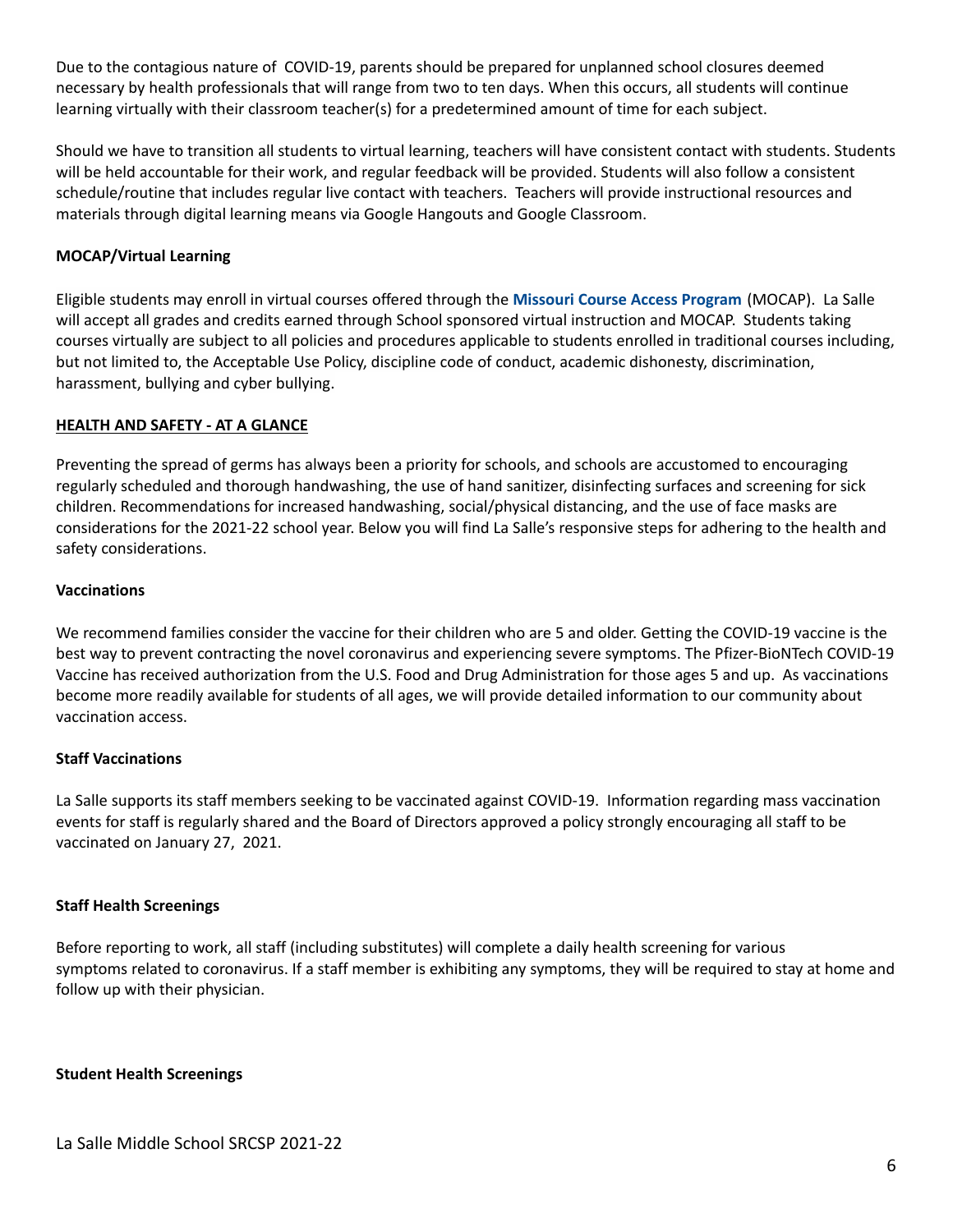Due to the contagious nature of COVID-19, parents should be prepared for unplanned school closures deemed necessary by health professionals that will range from two to ten days. When this occurs, all students will continue learning virtually with their classroom teacher(s) for a predetermined amount of time for each subject.

Should we have to transition all students to virtual learning, teachers will have consistent contact with students. Students will be held accountable for their work, and regular feedback will be provided. Students will also follow a consistent schedule/routine that includes regular live contact with teachers. Teachers will provide instructional resources and materials through digital learning means via Google Hangouts and Google Classroom.

**MOCAP/Virtual Learning**

Eligible students may enroll in virtual courses offered through the **Missouri Course Access Program** (MOCAP). La Salle will accept all grades and credits earned through School sponsored virtual instruction and MOCAP. Students taking courses virtually are subject to all policies and procedures applicable to students enrolled in traditional courses including, but not limited to, the Acceptable Use Policy, discipline code of conduct, academic dishonesty, discrimination, harassment, bullying and cyber bullying.

## HEALTH AND SAFETY - AT A GLANCE

Preventing the spread of germs has always been a priority for schools, and schools are accustomed to encouraging regularly scheduled and thorough handwashing, the use of hand sanitizer, disinfecting surfaces and screening for sick children. Recommendations for increased handwashing, social/physical distancing, and the use of face masks are considerations for the 2021-22 school year. Below you will find La Salle's responsive steps for adhering to the health and safety considerations.

**Vaccinations**

We recommend families consider the vaccine for their children who are 5 and older. Getting the COVID-19 vaccine is the best way to prevent contracting the novel coronavirus and experiencing severe symptoms. The Pfizer-BioNTech COVID-19 Vaccine has received authorization from the U.S. Food and Drug Administration for those ages 5 and up. As vaccinations become more readily available for students of all ages, we will provide detailed information to our community about vaccination access.

**Staff Vaccinations**

La Salle supports its staff members seeking to be vaccinated against COVID-19. Information regarding mass vaccination events for staff is regularly shared and the Board of Directors approved a policy strongly encouraging all staff to be vaccinated on January 27, 2021.

**Staff Health Screenings**

Before reporting to work, all staff (including substitutes) will complete a daily health screening for various symptoms related to coronavirus. If a staff member is exhibiting any symptoms, they will be required to stay at home and follow up with their physician.

**Student Health Screenings**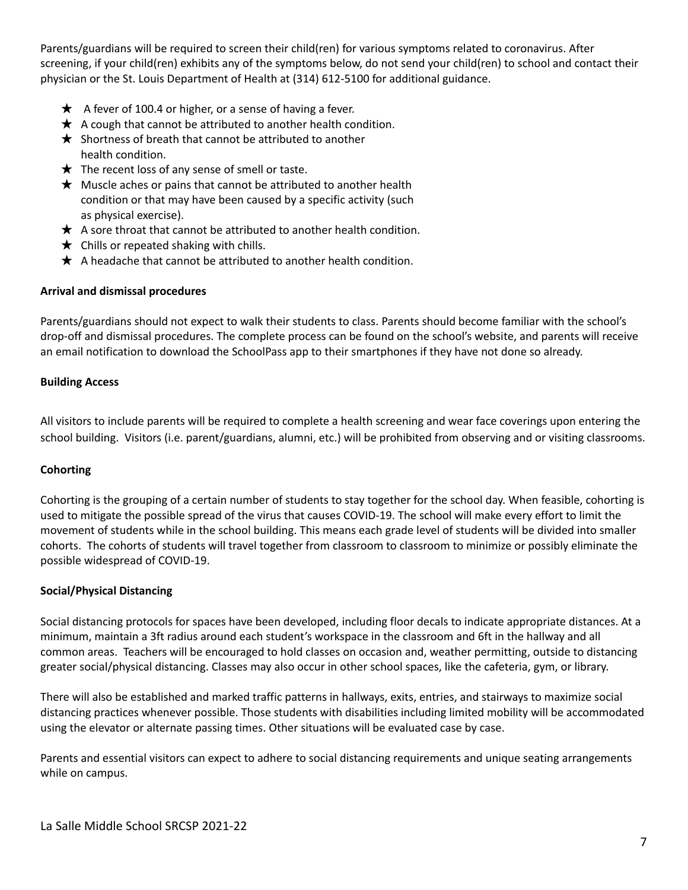Parents/guardians will be required to screen their child(ren) for various symptoms related to coronavirus. After screening, if your child(ren) exhibits any of the symptoms below, do not send your child(ren) to school and contact their physician or the St. Louis Department of Health at (314) 612-5100 for additional guidance.

- ★ A fever of 100.4 or higher, or a sense of having a fever.
- ★ A cough that cannot be attributed to another health condition.
- ★ Shortness of breath that cannot be attributed to another health condition.
- ★ The recent loss of any sense of smell or taste.
- ★ Muscle aches or pains that cannot be attributed to another health condition or that may have been caused by a specific activity (such as physical exercise).
- ★ A sore throat that cannot be attributed to another health condition.
- ★ Chills or repeated shaking with chills.
- ★ A headache that cannot be attributed to another health condition.

**Arrival and dismissal procedures**

Parents/guardians should not expect to walk their students to class. Parents should become familiar with the school's drop-off and dismissal procedures. The complete process can be found on the school's website, and parents will receive an email notification to download the SchoolPass app to their smartphones if they have not done so already.

**Building Access**

All visitors to include parents will be required to complete a health screening and wear face coverings upon entering the school building. Visitors (i.e. parent/guardians, alumni, etc.) will be prohibited from observing and or visiting classrooms.

**Cohorting**

Cohorting is the grouping of a certain number of students to stay together for the school day. When feasible, cohorting is used to mitigate the possible spread of the virus that causes COVID-19. The school will make every effort to limit the movement of students while in the school building. This means each grade level of students will be divided into smaller cohorts. The cohorts of students will travel together from classroom to classroom to minimize or possibly eliminate the possible widespread of COVID-19.

**Social/Physical Distancing**

Social distancing protocols for spaces have been developed, including floor decals to indicate appropriate distances. At a minimum, maintain a 3ft radius around each student's workspace in the classroom and 6ft in the hallway and all common areas. Teachers will be encouraged to hold classes on occasion and, weather permitting, outside to distancing greater social/physical distancing. Classes may also occur in other school spaces, like the cafeteria, gym, or library.

There will also be established and marked traffic patterns in hallways, exits, entries, and stairways to maximize social distancing practices whenever possible. Those students with disabilities including limited mobility will be accommodated using the elevator or alternate passing times. Other situations will be evaluated case by case.

Parents and essential visitors can expect to adhere to social distancing requirements and unique seating arrangements while on campus.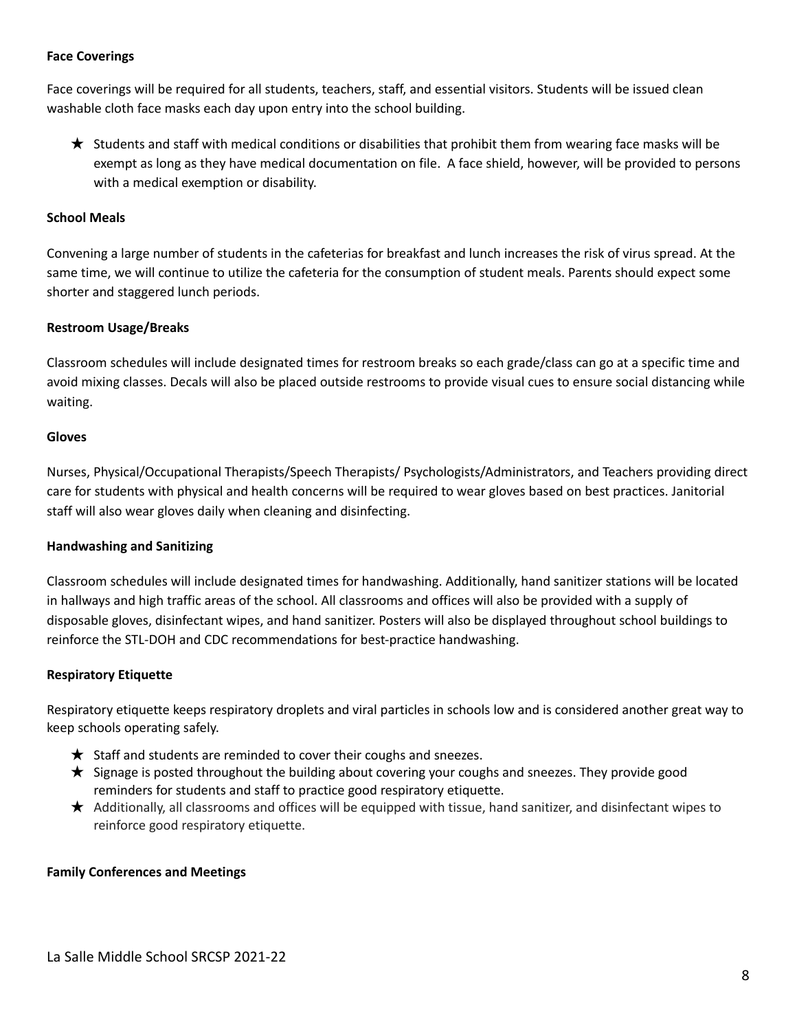**Face Coverings**

Face coverings will be required for all students, teachers, staff, and essential visitors. Students will be issued clean washable cloth face masks each day upon entry into the school building.

★ Students and staff with medical conditions or disabilities that prohibit them from wearing face masks will be exempt as long as they have medical documentation on file. A face shield, however, will be provided to persons with a medical exemption or disability.

**School Meals**

Convening a large number of students in the cafeterias for breakfast and lunch increases the risk of virus spread. At the same time, we will continue to utilize the cafeteria for the consumption of student meals. Parents should expect some shorter and staggered lunch periods.

**Restroom Usage/Breaks**

Classroom schedules will include designated times for restroom breaks so each grade/class can go at a specific time and avoid mixing classes. Decals will also be placed outside restrooms to provide visual cues to ensure social distancing while waiting.

**Gloves**

Nurses, Physical/Occupational Therapists/Speech Therapists/ Psychologists/Administrators, and Teachers providing direct care for students with physical and health concerns will be required to wear gloves based on best practices. Janitorial staff will also wear gloves daily when cleaning and disinfecting.

**Handwashing and Sanitizing**

Classroom schedules will include designated times for handwashing. Additionally, hand sanitizer stations will be located in hallways and high traffic areas of the school. All classrooms and offices will also be provided with a supply of disposable gloves, disinfectant wipes, and hand sanitizer. Posters will also be displayed throughout school buildings to reinforce the STL-DOH and CDC recommendations for best-practice handwashing.

**Respiratory Etiquette**

Respiratory etiquette keeps respiratory droplets and viral particles in schools low and is considered another great way to keep schools operating safely.

★ Staff and students are reminded to cover their coughs and sneezes.
★ Signage is posted throughout the building about covering your coughs and sneezes. They provide good reminders for students and staff to practice good respiratory etiquette.
★ Additionally, all classrooms and offices will be equipped with tissue, hand sanitizer, and disinfectant wipes to reinforce good respiratory etiquette.

**Family Conferences and Meetings**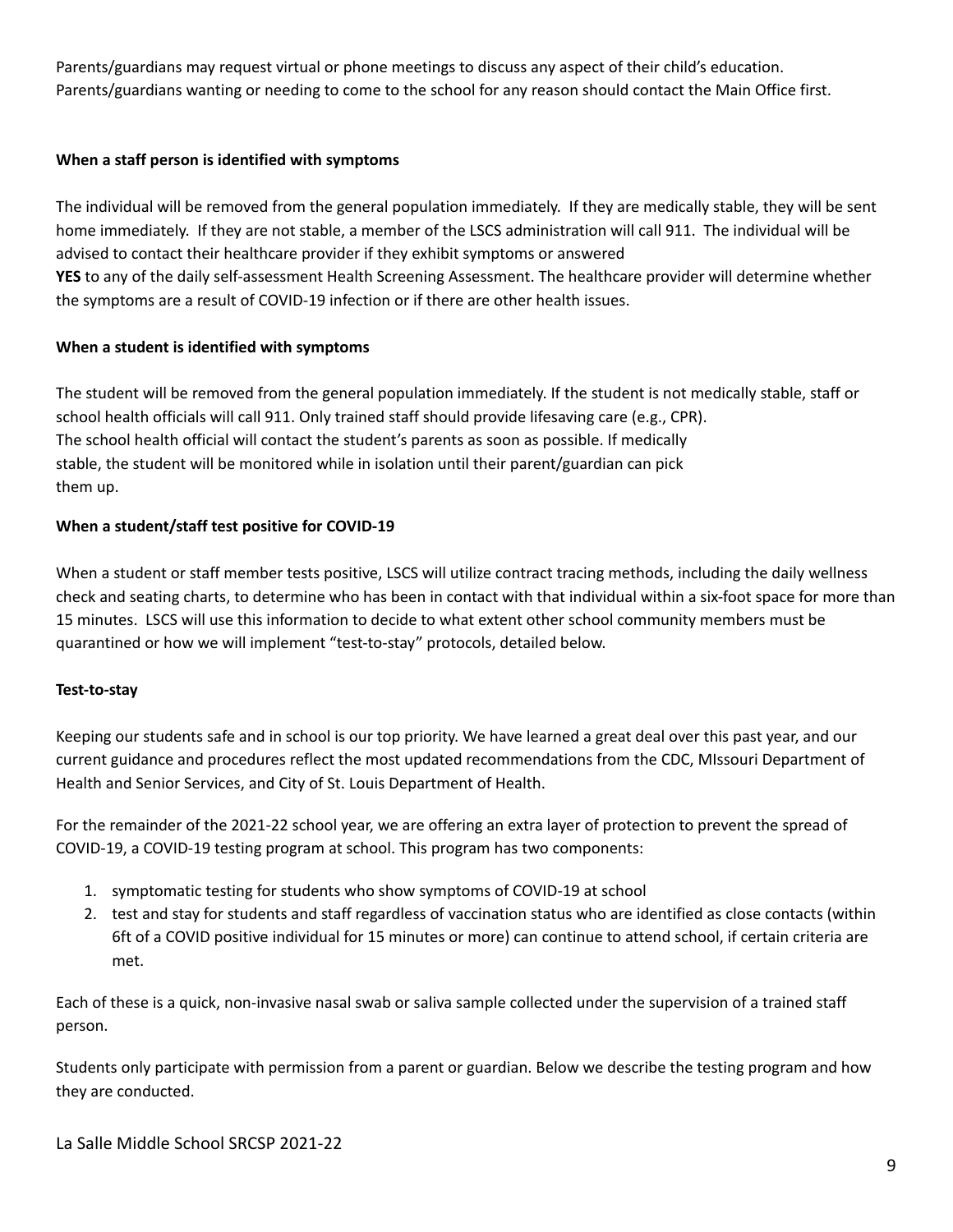Parents/guardians may request virtual or phone meetings to discuss any aspect of their child's education. Parents/guardians wanting or needing to come to the school for any reason should contact the Main Office first.

**When a staff person is identified with symptoms**

The individual will be removed from the general population immediately. If they are medically stable, they will be sent home immediately. If they are not stable, a member of the LSCS administration will call 911. The individual will be advised to contact their healthcare provider if they exhibit symptoms or answered **YES** to any of the daily self-assessment Health Screening Assessment. The healthcare provider will determine whether the symptoms are a result of COVID-19 infection or if there are other health issues.

**When a student is identified with symptoms**

The student will be removed from the general population immediately. If the student is not medically stable, staff or school health officials will call 911. Only trained staff should provide lifesaving care (e.g., CPR). The school health official will contact the student's parents as soon as possible. If medically stable, the student will be monitored while in isolation until their parent/guardian can pick them up.

**When a student/staff test positive for COVID-19**

When a student or staff member tests positive, LSCS will utilize contract tracing methods, including the daily wellness check and seating charts, to determine who has been in contact with that individual within a six-foot space for more than 15 minutes. LSCS will use this information to decide to what extent other school community members must be quarantined or how we will implement "test-to-stay" protocols, detailed below.

**Test-to-stay**

Keeping our students safe and in school is our top priority. We have learned a great deal over this past year, and our current guidance and procedures reflect the most updated recommendations from the CDC, MIssouri Department of Health and Senior Services, and City of St. Louis Department of Health.

For the remainder of the 2021-22 school year, we are offering an extra layer of protection to prevent the spread of COVID-19, a COVID-19 testing program at school. This program has two components:

1. symptomatic testing for students who show symptoms of COVID-19 at school
2. test and stay for students and staff regardless of vaccination status who are identified as close contacts (within 6ft of a COVID positive individual for 15 minutes or more) can continue to attend school, if certain criteria are met.

Each of these is a quick, non-invasive nasal swab or saliva sample collected under the supervision of a trained staff person.

Students only participate with permission from a parent or guardian. Below we describe the testing program and how they are conducted.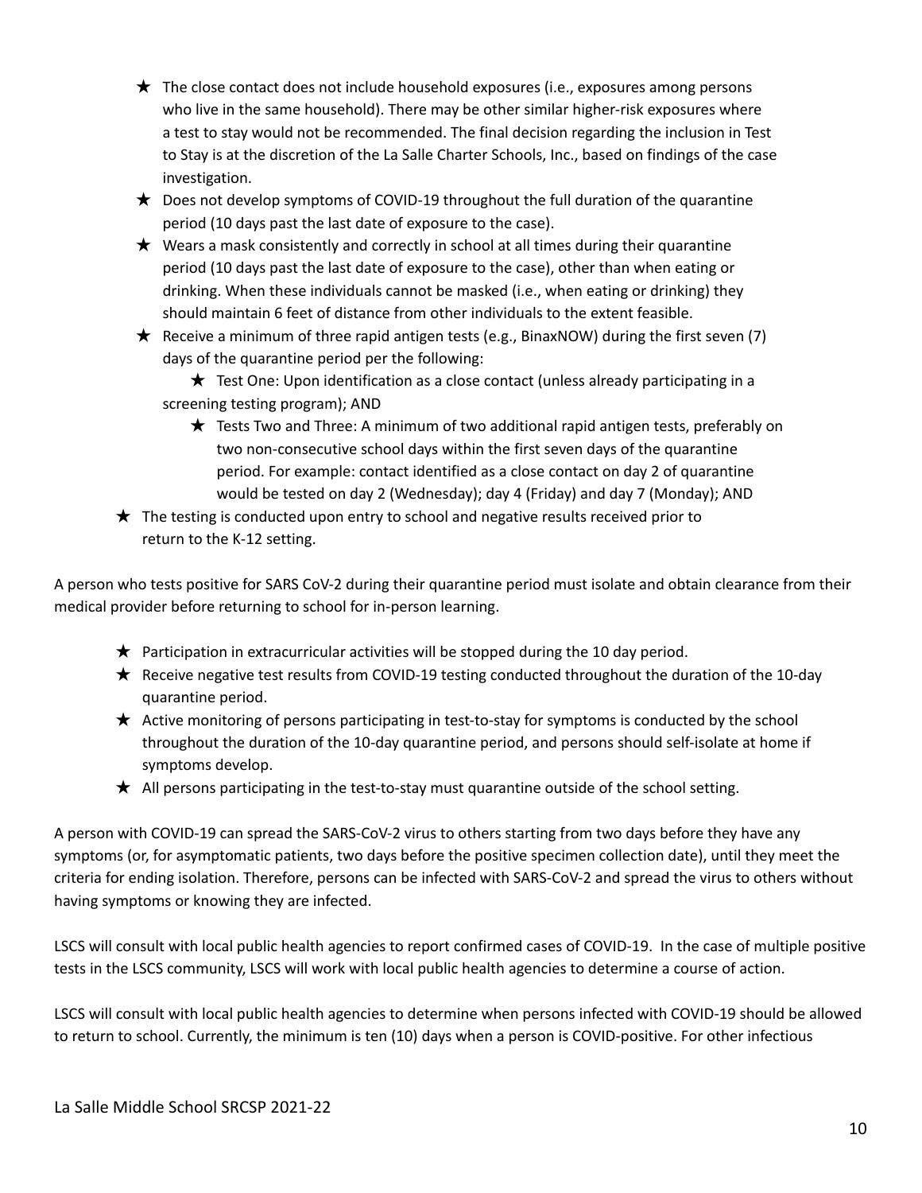- The close contact does not include household exposures (i.e., exposures among persons who live in the same household). There may be other similar higher-risk exposures where a test to stay would not be recommended. The final decision regarding the inclusion in Test to Stay is at the discretion of the La Salle Charter Schools, Inc., based on findings of the case investigation.
- Does not develop symptoms of COVID-19 throughout the full duration of the quarantine period (10 days past the last date of exposure to the case).
- Wears a mask consistently and correctly in school at all times during their quarantine period (10 days past the last date of exposure to the case), other than when eating or drinking. When these individuals cannot be masked (i.e., when eating or drinking) they should maintain 6 feet of distance from other individuals to the extent feasible.
- Receive a minimum of three rapid antigen tests (e.g., BinaxNOW) during the first seven (7) days of the quarantine period per the following:
  - Test One: Upon identification as a close contact (unless already participating in a screening testing program); AND
  - Tests Two and Three: A minimum of two additional rapid antigen tests, preferably on two non-consecutive school days within the first seven days of the quarantine period. For example: contact identified as a close contact on day 2 of quarantine would be tested on day 2 (Wednesday); day 4 (Friday) and day 7 (Monday); AND
- The testing is conducted upon entry to school and negative results received prior to return to the K-12 setting.

A person who tests positive for SARS CoV-2 during their quarantine period must isolate and obtain clearance from their medical provider before returning to school for in-person learning.

- Participation in extracurricular activities will be stopped during the 10 day period.
- Receive negative test results from COVID-19 testing conducted throughout the duration of the 10-day quarantine period.
- Active monitoring of persons participating in test-to-stay for symptoms is conducted by the school throughout the duration of the 10-day quarantine period, and persons should self-isolate at home if symptoms develop.
- All persons participating in the test-to-stay must quarantine outside of the school setting.

A person with COVID-19 can spread the SARS-CoV-2 virus to others starting from two days before they have any symptoms (or, for asymptomatic patients, two days before the positive specimen collection date), until they meet the criteria for ending isolation. Therefore, persons can be infected with SARS-CoV-2 and spread the virus to others without having symptoms or knowing they are infected.

LSCS will consult with local public health agencies to report confirmed cases of COVID-19. In the case of multiple positive tests in the LSCS community, LSCS will work with local public health agencies to determine a course of action.

LSCS will consult with local public health agencies to determine when persons infected with COVID-19 should be allowed to return to school. Currently, the minimum is ten (10) days when a person is COVID-positive. For other infectious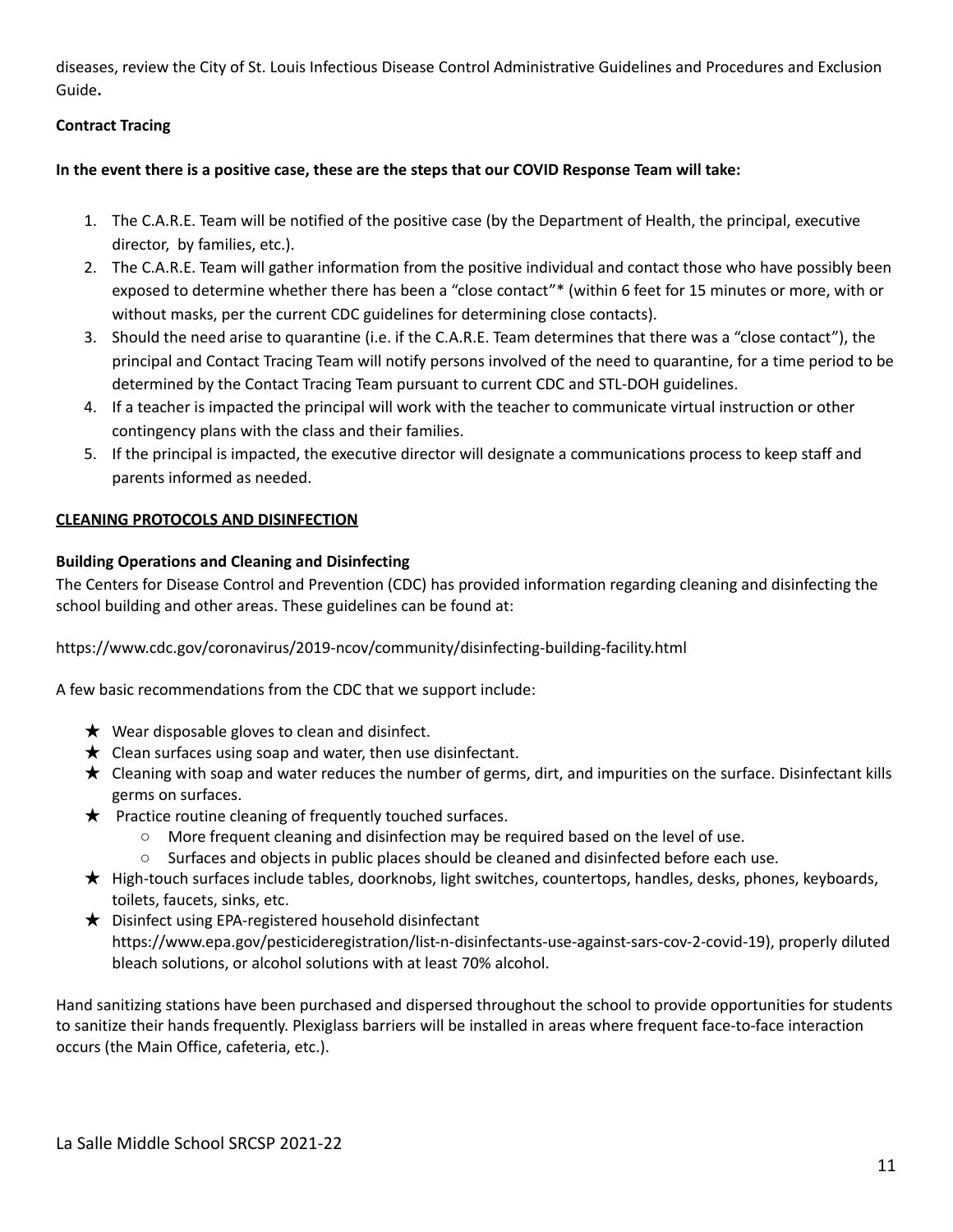diseases, review the City of St. Louis Infectious Disease Control Administrative Guidelines and Procedures and Exclusion Guide**.**

**Contract Tracing**

**In the event there is a positive case, these are the steps that our COVID Response Team will take:**

1. The C.A.R.E. Team will be notified of the positive case (by the Department of Health, the principal, executive director, by families, etc.).
2. The C.A.R.E. Team will gather information from the positive individual and contact those who have possibly been exposed to determine whether there has been a "close contact"* (within 6 feet for 15 minutes or more, with or without masks, per the current CDC guidelines for determining close contacts).
3. Should the need arise to quarantine (i.e. if the C.A.R.E. Team determines that there was a "close contact"), the principal and Contact Tracing Team will notify persons involved of the need to quarantine, for a time period to be determined by the Contact Tracing Team pursuant to current CDC and STL-DOH guidelines.
4. If a teacher is impacted the principal will work with the teacher to communicate virtual instruction or other contingency plans with the class and their families.
5. If the principal is impacted, the executive director will designate a communications process to keep staff and parents informed as needed.

## CLEANING PROTOCOLS AND DISINFECTION

**Building Operations and Cleaning and Disinfecting**

The Centers for Disease Control and Prevention (CDC) has provided information regarding cleaning and disinfecting the school building and other areas. These guidelines can be found at:

https://www.cdc.gov/coronavirus/2019-ncov/community/disinfecting-building-facility.html

A few basic recommendations from the CDC that we support include:

- ★ Wear disposable gloves to clean and disinfect.
- ★ Clean surfaces using soap and water, then use disinfectant.
- ★ Cleaning with soap and water reduces the number of germs, dirt, and impurities on the surface. Disinfectant kills germs on surfaces.
- ★ Practice routine cleaning of frequently touched surfaces.
  - More frequent cleaning and disinfection may be required based on the level of use.
  - Surfaces and objects in public places should be cleaned and disinfected before each use.
- ★ High-touch surfaces include tables, doorknobs, light switches, countertops, handles, desks, phones, keyboards, toilets, faucets, sinks, etc.
- ★ Disinfect using EPA-registered household disinfectant https://www.epa.gov/pesticideregistration/list-n-disinfectants-use-against-sars-cov-2-covid-19), properly diluted bleach solutions, or alcohol solutions with at least 70% alcohol.

Hand sanitizing stations have been purchased and dispersed throughout the school to provide opportunities for students to sanitize their hands frequently. Plexiglass barriers will be installed in areas where frequent face-to-face interaction occurs (the Main Office, cafeteria, etc.).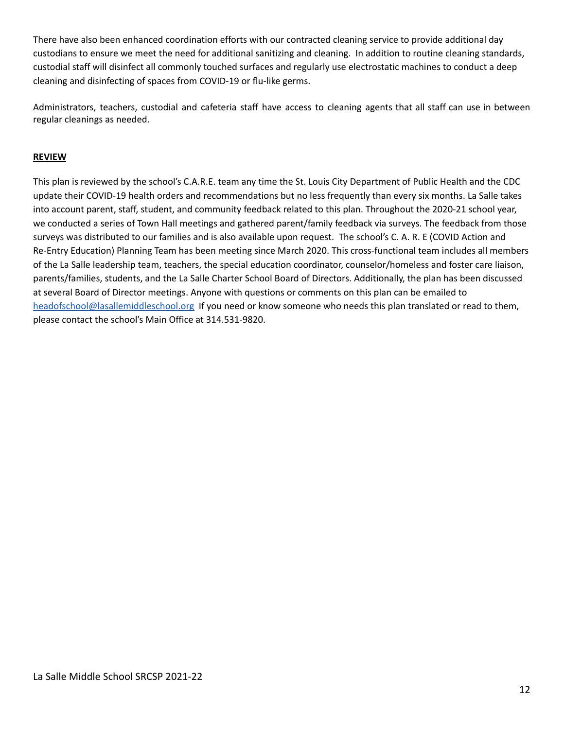There have also been enhanced coordination efforts with our contracted cleaning service to provide additional day custodians to ensure we meet the need for additional sanitizing and cleaning. In addition to routine cleaning standards, custodial staff will disinfect all commonly touched surfaces and regularly use electrostatic machines to conduct a deep cleaning and disinfecting of spaces from COVID-19 or flu-like germs.

Administrators, teachers, custodial and cafeteria staff have access to cleaning agents that all staff can use in between regular cleanings as needed.

**REVIEW**

This plan is reviewed by the school's C.A.R.E. team any time the St. Louis City Department of Public Health and the CDC update their COVID-19 health orders and recommendations but no less frequently than every six months. La Salle takes into account parent, staff, student, and community feedback related to this plan. Throughout the 2020-21 school year, we conducted a series of Town Hall meetings and gathered parent/family feedback via surveys. The feedback from those surveys was distributed to our families and is also available upon request. The school's C. A. R. E (COVID Action and Re-Entry Education) Planning Team has been meeting since March 2020. This cross-functional team includes all members of the La Salle leadership team, teachers, the special education coordinator, counselor/homeless and foster care liaison, parents/families, students, and the La Salle Charter School Board of Directors. Additionally, the plan has been discussed at several Board of Director meetings. Anyone with questions or comments on this plan can be emailed to headofschool@lasallemiddleschool.org If you need or know someone who needs this plan translated or read to them, please contact the school's Main Office at 314.531-9820.